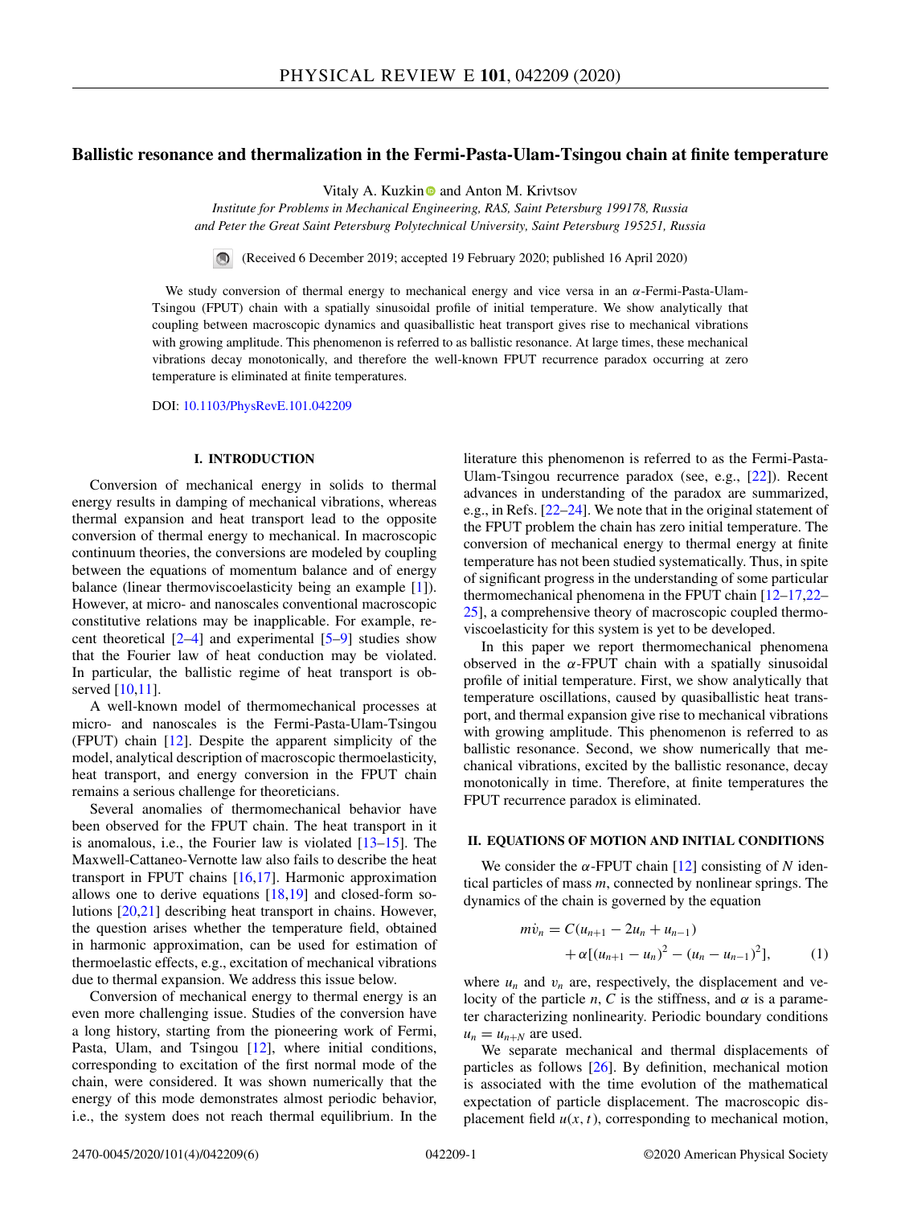# Ballistic resonance and thermalization in the Fermi-Pasta-Ulam-Tsingou chain at finite temperature

Vitaly A. Kuzkin and Anton M. Krivtsov

*Institute for Problems in Mechanical Engineering, RAS, Saint Petersburg 199178, Russia and Peter the Great Saint Petersburg Polytechnical University, Saint Petersburg 195251, Russia*

(Received 6 December 2019; accepted 19 February 2020; published 16 April 2020)

We study conversion of thermal energy to mechanical energy and vice versa in an $\alpha$-Fermi-Pasta-Ulam-Tsingou (FPUT) chain with a spatially sinusoidal profile of initial temperature. We show analytically that coupling between macroscopic dynamics and quasiballistic heat transport gives rise to mechanical vibrations with growing amplitude. This phenomenon is referred to as ballistic resonance. At large times, these mechanical vibrations decay monotonically, and therefore the well-known FPUT recurrence paradox occurring at zero temperature is eliminated at finite temperatures.

DOI: 10.1103/PhysRevE.101.042209

## I. INTRODUCTION

Conversion of mechanical energy in solids to thermal energy results in damping of mechanical vibrations, whereas thermal expansion and heat transport lead to the opposite conversion of thermal energy to mechanical. In macroscopic continuum theories, the conversions are modeled by coupling between the equations of momentum balance and of energy balance (linear thermoviscoelasticity being an example [1]). However, at micro- and nanoscales conventional macroscopic constitutive relations may be inapplicable. For example, recent theoretical [2–4] and experimental [5–9] studies show that the Fourier law of heat conduction may be violated. In particular, the ballistic regime of heat transport is observed [10,11].

A well-known model of thermomechanical processes at micro- and nanoscales is the Fermi-Pasta-Ulam-Tsingou (FPUT) chain [12]. Despite the apparent simplicity of the model, analytical description of macroscopic thermoelasticity, heat transport, and energy conversion in the FPUT chain remains a serious challenge for theoreticians.

Several anomalies of thermomechanical behavior have been observed for the FPUT chain. The heat transport in it is anomalous, i.e., the Fourier law is violated [13–15]. The Maxwell-Cattaneo-Vernotte law also fails to describe the heat transport in FPUT chains [16,17]. Harmonic approximation allows one to derive equations [18,19] and closed-form solutions [20,21] describing heat transport in chains. However, the question arises whether the temperature field, obtained in harmonic approximation, can be used for estimation of thermoelastic effects, e.g., excitation of mechanical vibrations due to thermal expansion. We address this issue below.

Conversion of mechanical energy to thermal energy is an even more challenging issue. Studies of the conversion have a long history, starting from the pioneering work of Fermi, Pasta, Ulam, and Tsingou [12], where initial conditions, corresponding to excitation of the first normal mode of the chain, were considered. It was shown numerically that the energy of this mode demonstrates almost periodic behavior, i.e., the system does not reach thermal equilibrium. In the literature this phenomenon is referred to as the Fermi-Pasta-Ulam-Tsingou recurrence paradox (see, e.g., [22]). Recent advances in understanding of the paradox are summarized, e.g., in Refs. [22–24]. We note that in the original statement of the FPUT problem the chain has zero initial temperature. The conversion of mechanical energy to thermal energy at finite temperature has not been studied systematically. Thus, in spite of significant progress in the understanding of some particular thermomechanical phenomena in the FPUT chain [12–17,22–25], a comprehensive theory of macroscopic coupled thermoviscoelasticity for this system is yet to be developed.

In this paper we report thermomechanical phenomena observed in the $\alpha$-FPUT chain with a spatially sinusoidal profile of initial temperature. First, we show analytically that temperature oscillations, caused by quasiballistic heat transport, and thermal expansion give rise to mechanical vibrations with growing amplitude. This phenomenon is referred to as ballistic resonance. Second, we show numerically that mechanical vibrations, excited by the ballistic resonance, decay monotonically in time. Therefore, at finite temperatures the FPUT recurrence paradox is eliminated.

## II. EQUATIONS OF MOTION AND INITIAL CONDITIONS

We consider the $\alpha$-FPUT chain [12] consisting of $N$ identical particles of mass $m$, connected by nonlinear springs. The dynamics of the chain is governed by the equation

$$m\dot{v}_n = C(u_{n+1} - 2u_n + u_{n-1}) + \alpha[(u_{n+1} - u_n)^2 - (u_n - u_{n-1})^2], \qquad (1)$$

where $u_n$ and $v_n$ are, respectively, the displacement and velocity of the particle $n$, $C$ is the stiffness, and $\alpha$ is a parameter characterizing nonlinearity. Periodic boundary conditions $u_n = u_{n+N}$ are used.

We separate mechanical and thermal displacements of particles as follows [26]. By definition, mechanical motion is associated with the time evolution of the mathematical expectation of particle displacement. The macroscopic displacement field $u(x, t)$, corresponding to mechanical motion,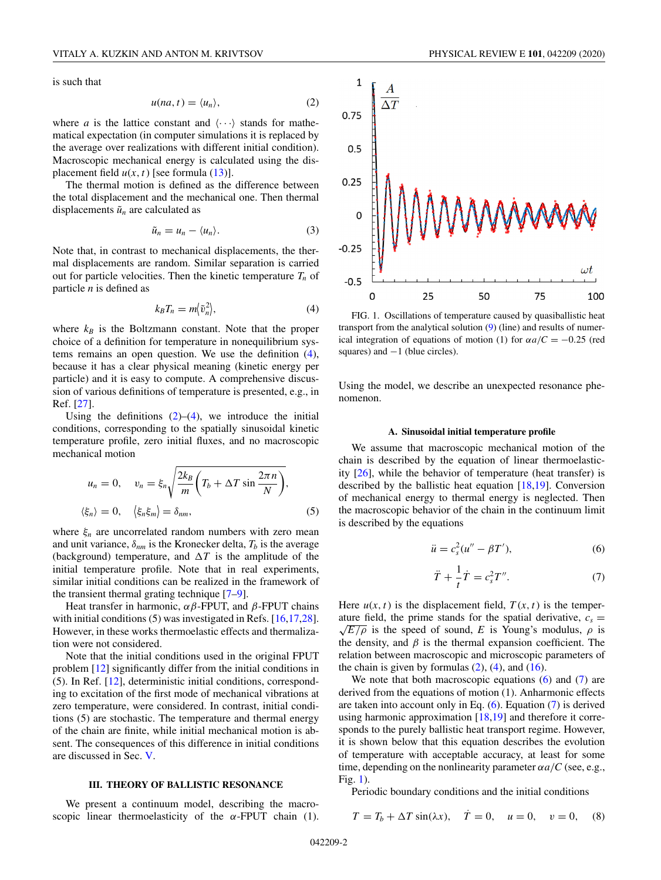is such that

$$u(na,t) = \langle u_n \rangle, \tag{2}$$

where $a$ is the lattice constant and $\langle \cdots \rangle$ stands for mathematical expectation (in computer simulations it is replaced by the average over realizations with different initial condition). Macroscopic mechanical energy is calculated using the displacement field $u(x,t)$ [see formula (13)].

The thermal motion is defined as the difference between the total displacement and the mechanical one. Then thermal displacements $\tilde{u}_n$ are calculated as

$$\tilde{u}_n = u_n - \langle u_n \rangle. \tag{3}$$

Note that, in contrast to mechanical displacements, the thermal displacements are random. Similar separation is carried out for particle velocities. Then the kinetic temperature $T_n$ of particle $n$ is defined as

$$k_B T_n = m \langle \tilde{v}_n^2 \rangle, \tag{4}$$

where $k_B$ is the Boltzmann constant. Note that the proper choice of a definition for temperature in nonequilibrium systems remains an open question. We use the definition (4), because it has a clear physical meaning (kinetic energy per particle) and it is easy to compute. A comprehensive discussion of various definitions of temperature is presented, e.g., in Ref. [27].

Using the definitions (2)–(4), we introduce the initial conditions, corresponding to the spatially sinusoidal kinetic temperature profile, zero initial fluxes, and no macroscopic mechanical motion

$$u_n = 0, \quad v_n = \xi_n \sqrt{\frac{2k_B}{m}\left(T_b + \Delta T \sin \frac{2\pi n}{N}\right)},$$
$$\langle \xi_n \rangle = 0, \quad \langle \xi_n \xi_m \rangle = \delta_{nm}, \tag{5}$$

where $\xi_n$ are uncorrelated random numbers with zero mean and unit variance, $\delta_{nm}$ is the Kronecker delta, $T_b$ is the average (background) temperature, and $\Delta T$ is the amplitude of the initial temperature profile. Note that in real experiments, similar initial conditions can be realized in the framework of the transient thermal grating technique [7–9].

Heat transfer in harmonic, $\alpha\beta$-FPUT, and $\beta$-FPUT chains with initial conditions (5) was investigated in Refs. [16,17,28]. However, in these works thermoelastic effects and thermalization were not considered.

Note that the initial conditions used in the original FPUT problem [12] significantly differ from the initial conditions in (5). In Ref. [12], deterministic initial conditions, corresponding to excitation of the first mode of mechanical vibrations at zero temperature, were considered. In contrast, initial conditions (5) are stochastic. The temperature and thermal energy of the chain are finite, while initial mechanical motion is absent. The consequences of this difference in initial conditions are discussed in Sec. V.

## III. THEORY OF BALLISTIC RESONANCE

We present a continuum model, describing the macroscopic linear thermoelasticity of the $\alpha$-FPUT chain (1).

FIG. 1. Oscillations of temperature caused by quasiballistic heat transport from the analytical solution (9) (line) and results of numerical integration of equations of motion (1) for $\alpha a/C = -0.25$ (red squares) and $-1$ (blue circles).

Using the model, we describe an unexpected resonance phenomenon.

### A. Sinusoidal initial temperature profile

We assume that macroscopic mechanical motion of the chain is described by the equation of linear thermoelasticity [26], while the behavior of temperature (heat transfer) is described by the ballistic heat equation [18,19]. Conversion of mechanical energy to thermal energy is neglected. Then the macroscopic behavior of the chain in the continuum limit is described by the equations

$$\ddot{u} = c_s^2 (u'' - \beta T'), \tag{6}$$

$$\ddot{T} + \frac{1}{t}\dot{T} = c_s^2 T''. \tag{7}$$

Here $u(x,t)$ is the displacement field, $T(x,t)$ is the temperature field, the prime stands for the spatial derivative, $c_s = \sqrt{E/\rho}$ is the speed of sound, $E$ is Young's modulus, $\rho$ is the density, and $\beta$ is the thermal expansion coefficient. The relation between macroscopic and microscopic parameters of the chain is given by formulas (2), (4), and (16).

We note that both macroscopic equations (6) and (7) are derived from the equations of motion (1). Anharmonic effects are taken into account only in Eq. (6). Equation (7) is derived using harmonic approximation [18,19] and therefore it corresponds to the purely ballistic heat transport regime. However, it is shown below that this equation describes the evolution of temperature with acceptable accuracy, at least for some time, depending on the nonlinearity parameter $\alpha a/C$ (see, e.g., Fig. 1).

Periodic boundary conditions and the initial conditions

$$T = T_b + \Delta T \sin(\lambda x), \quad \dot{T} = 0, \quad u = 0, \quad v = 0, \tag{8}$$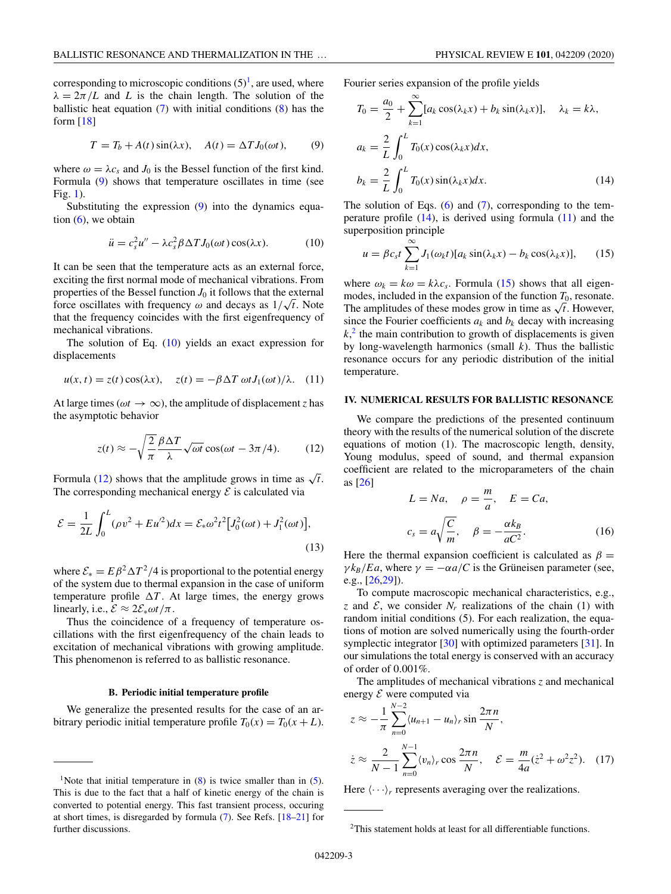corresponding to microscopic conditions (5)[1], are used, where $\lambda = 2\pi/L$ and $L$ is the chain length. The solution of the ballistic heat equation (7) with initial conditions (8) has the form [18]

$$T = T_b + A(t)\sin(\lambda x), \quad A(t) = \Delta T J_0(\omega t), \tag{9}$$

where $\omega = \lambda c_s$ and $J_0$ is the Bessel function of the first kind. Formula (9) shows that temperature oscillates in time (see Fig. 1).

Substituting the expression (9) into the dynamics equation (6), we obtain

$$\ddot{u} = c_s^2 u'' - \lambda c_s^2 \beta \Delta T J_0(\omega t)\cos(\lambda x). \tag{10}$$

It can be seen that the temperature acts as an external force, exciting the first normal mode of mechanical vibrations. From properties of the Bessel function $J_0$ it follows that the external force oscillates with frequency $\omega$ and decays as $1/\sqrt{t}$. Note that the frequency coincides with the first eigenfrequency of mechanical vibrations.

The solution of Eq. (10) yields an exact expression for displacements

$$u(x,t) = z(t)\cos(\lambda x), \quad z(t) = -\beta \Delta T\, \omega t J_1(\omega t)/\lambda. \tag{11}$$

At large times ($\omega t \to \infty$), the amplitude of displacement $z$ has the asymptotic behavior

$$z(t) \approx -\sqrt{\frac{2}{\pi}}\frac{\beta \Delta T}{\lambda}\sqrt{\omega t}\cos(\omega t - 3\pi/4). \tag{12}$$

Formula (12) shows that the amplitude grows in time as $\sqrt{t}$. The corresponding mechanical energy $\mathcal{E}$ is calculated via

$$\mathcal{E} = \frac{1}{2L}\int_0^L (\rho v^2 + E u'^2)dx = \mathcal{E}_* \omega^2 t^2 \left[J_0^2(\omega t) + J_1^2(\omega t)\right], \tag{13}$$

where $\mathcal{E}_* = E\beta^2 \Delta T^2/4$ is proportional to the potential energy of the system due to thermal expansion in the case of uniform temperature profile $\Delta T$. At large times, the energy grows linearly, i.e., $\mathcal{E} \approx 2\mathcal{E}_* \omega t/\pi$.

Thus the coincidence of a frequency of temperature oscillations with the first eigenfrequency of the chain leads to excitation of mechanical vibrations with growing amplitude. This phenomenon is referred to as ballistic resonance.

### B. Periodic initial temperature profile

We generalize the presented results for the case of an arbitrary periodic initial temperature profile $T_0(x) = T_0(x + L)$. Fourier series expansion of the profile yields

$$T_0 = \frac{a_0}{2} + \sum_{k=1}^{\infty}[a_k \cos(\lambda_k x) + b_k \sin(\lambda_k x)], \quad \lambda_k = k\lambda,$$
$$a_k = \frac{2}{L}\int_0^L T_0(x)\cos(\lambda_k x)dx,$$
$$b_k = \frac{2}{L}\int_0^L T_0(x)\sin(\lambda_k x)dx. \tag{14}$$

The solution of Eqs. (6) and (7), corresponding to the temperature profile (14), is derived using formula (11) and the superposition principle

$$u = \beta c_s t \sum_{k=1}^{\infty} J_1(\omega_k t)[a_k \sin(\lambda_k x) - b_k \cos(\lambda_k x)], \tag{15}$$

where $\omega_k = k\omega = k\lambda c_s$. Formula (15) shows that all eigenmodes, included in the expansion of the function $T_0$, resonate. The amplitudes of these modes grow in time as $\sqrt{t}$. However, since the Fourier coefficients $a_k$ and $b_k$ decay with increasing $k$,[2] the main contribution to growth of displacements is given by long-wavelength harmonics (small $k$). Thus the ballistic resonance occurs for any periodic distribution of the initial temperature.

## IV. NUMERICAL RESULTS FOR BALLISTIC RESONANCE

We compare the predictions of the presented continuum theory with the results of the numerical solution of the discrete equations of motion (1). The macroscopic length, density, Young modulus, speed of sound, and thermal expansion coefficient are related to the microparameters of the chain as [26]

$$L = Na, \quad \rho = \frac{m}{a}, \quad E = Ca,$$
$$c_s = a\sqrt{\frac{C}{m}}, \quad \beta = -\frac{\alpha k_B}{aC^2}. \tag{16}$$

Here the thermal expansion coefficient is calculated as $\beta = \gamma k_B/Ea$, where $\gamma = -\alpha a/C$ is the Grüneisen parameter (see, e.g., [26,29]).

To compute macroscopic mechanical characteristics, e.g., $z$ and $\mathcal{E}$, we consider $N_r$ realizations of the chain (1) with random initial conditions (5). For each realization, the equations of motion are solved numerically using the fourth-order symplectic integrator [30] with optimized parameters [31]. In our simulations the total energy is conserved with an accuracy of order of 0.001%.

The amplitudes of mechanical vibrations $z$ and mechanical energy $\mathcal{E}$ were computed via

$$z \approx -\frac{1}{\pi}\sum_{n=0}^{N-2}\langle u_{n+1} - u_n\rangle_r \sin\frac{2\pi n}{N},$$
$$\dot{z} \approx \frac{2}{N-1}\sum_{n=0}^{N-1}\langle v_n\rangle_r \cos\frac{2\pi n}{N}, \quad \mathcal{E} = \frac{m}{4a}(\dot{z}^2 + \omega^2 z^2). \tag{17}$$

Here $\langle \cdots \rangle_r$ represents averaging over the realizations.

---

[1] Note that initial temperature in (8) is twice smaller than in (5). This is due to the fact that a half of kinetic energy of the chain is converted to potential energy. This fast transient process, occurring at short times, is disregarded by formula (7). See Refs. [18–21] for further discussions.

[2] This statement holds at least for all differentiable functions.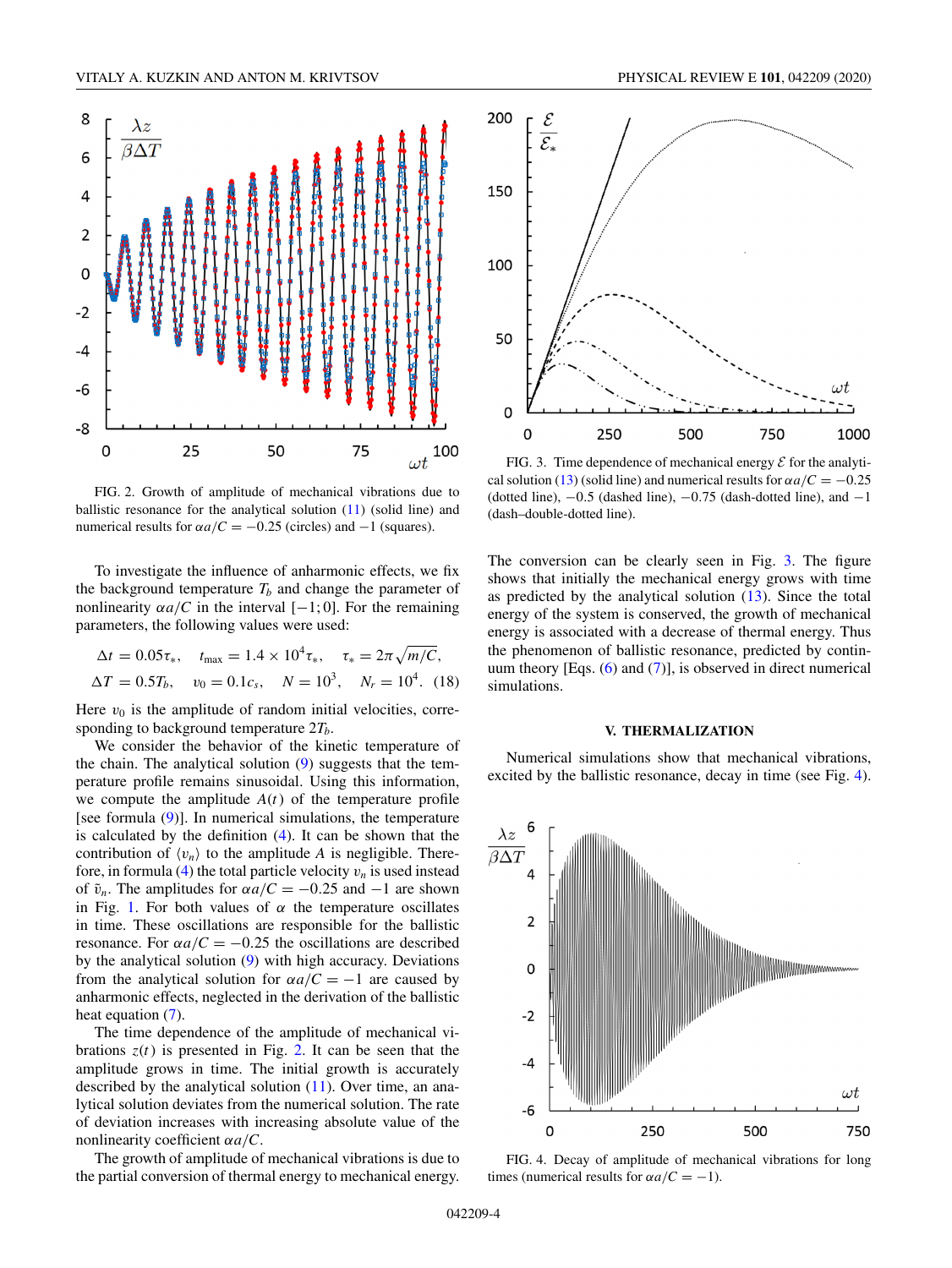FIG. 2. Growth of amplitude of mechanical vibrations due to ballistic resonance for the analytical solution (11) (solid line) and numerical results for $\alpha a/C = -0.25$ (circles) and $-1$ (squares).

To investigate the influence of anharmonic effects, we fix the background temperature $T_b$ and change the parameter of nonlinearity $\alpha a/C$ in the interval $[-1; 0]$. For the remaining parameters, the following values were used:

$$\Delta t = 0.05\tau_*, \quad t_{\max} = 1.4 \times 10^4 \tau_*, \quad \tau_* = 2\pi\sqrt{m/C},$$
$$\Delta T = 0.5 T_b, \quad v_0 = 0.1 c_s, \quad N = 10^3, \quad N_r = 10^4. \quad (18)$$

Here $v_0$ is the amplitude of random initial velocities, corresponding to background temperature $2T_b$.

We consider the behavior of the kinetic temperature of the chain. The analytical solution (9) suggests that the temperature profile remains sinusoidal. Using this information, we compute the amplitude $A(t)$ of the temperature profile [see formula (9)]. In numerical simulations, the temperature is calculated by the definition (4). It can be shown that the contribution of $\langle v_n \rangle$ to the amplitude $A$ is negligible. Therefore, in formula (4) the total particle velocity $v_n$ is used instead of $\tilde{v}_n$. The amplitudes for $\alpha a/C = -0.25$ and $-1$ are shown in Fig. 1. For both values of $\alpha$ the temperature oscillates in time. These oscillations are responsible for the ballistic resonance. For $\alpha a/C = -0.25$ the oscillations are described by the analytical solution (9) with high accuracy. Deviations from the analytical solution for $\alpha a/C = -1$ are caused by anharmonic effects, neglected in the derivation of the ballistic heat equation (7).

The time dependence of the amplitude of mechanical vibrations $z(t)$ is presented in Fig. 2. It can be seen that the amplitude grows in time. The initial growth is accurately described by the analytical solution (11). Over time, an analytical solution deviates from the numerical solution. The rate of deviation increases with increasing absolute value of the nonlinearity coefficient $\alpha a/C$.

The growth of amplitude of mechanical vibrations is due to the partial conversion of thermal energy to mechanical energy.

FIG. 3. Time dependence of mechanical energy $\mathcal{E}$ for the analytical solution (13) (solid line) and numerical results for $\alpha a/C = -0.25$ (dotted line), $-0.5$ (dashed line), $-0.75$ (dash-dotted line), and $-1$ (dash–double-dotted line).

The conversion can be clearly seen in Fig. 3. The figure shows that initially the mechanical energy grows with time as predicted by the analytical solution (13). Since the total energy of the system is conserved, the growth of mechanical energy is associated with a decrease of thermal energy. Thus the phenomenon of ballistic resonance, predicted by continuum theory [Eqs. (6) and (7)], is observed in direct numerical simulations.

## V. THERMALIZATION

Numerical simulations show that mechanical vibrations, excited by the ballistic resonance, decay in time (see Fig. 4).

FIG. 4. Decay of amplitude of mechanical vibrations for long times (numerical results for $\alpha a/C = -1$).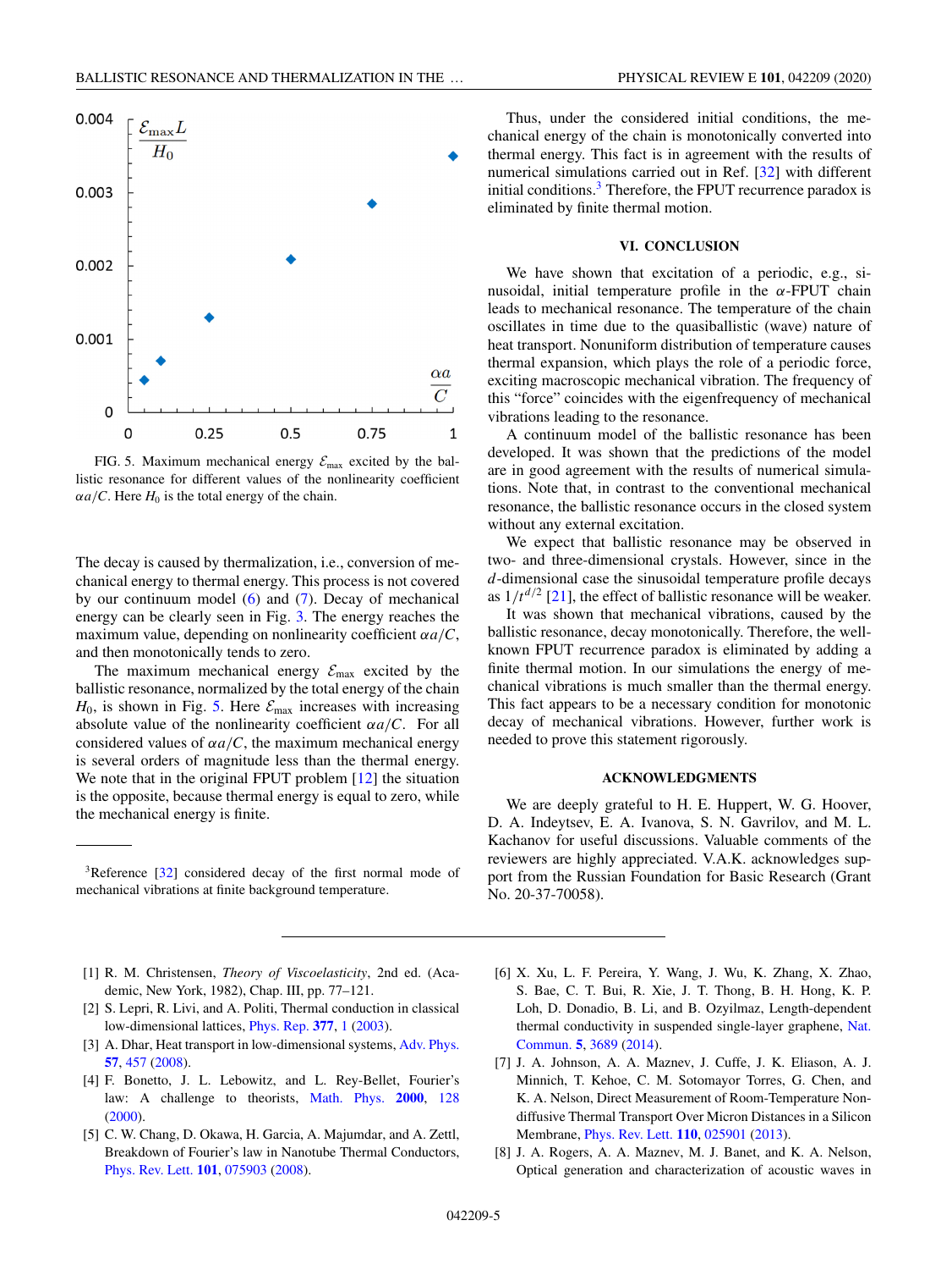0.004

$\frac{\mathcal{E}_{\max} L}{H_0}$

0.003

0.002

0.001

0

$\frac{\alpha a}{C}$

0 0.25 0.5 0.75 1

FIG. 5. Maximum mechanical energy $\mathcal{E}_{\max}$ excited by the ballistic resonance for different values of the nonlinearity coefficient $\alpha a/C$. Here $H_0$ is the total energy of the chain.

The decay is caused by thermalization, i.e., conversion of mechanical energy to thermal energy. This process is not covered by our continuum model (6) and (7). Decay of mechanical energy can be clearly seen in Fig. 3. The energy reaches the maximum value, depending on nonlinearity coefficient $\alpha a/C$, and then monotonically tends to zero.

The maximum mechanical energy $\mathcal{E}_{\max}$ excited by the ballistic resonance, normalized by the total energy of the chain $H_0$, is shown in Fig. 5. Here $\mathcal{E}_{\max}$ increases with increasing absolute value of the nonlinearity coefficient $\alpha a/C$. For all considered values of $\alpha a/C$, the maximum mechanical energy is several orders of magnitude less than the thermal energy. We note that in the original FPUT problem [12] the situation is the opposite, because thermal energy is equal to zero, while the mechanical energy is finite.

Thus, under the considered initial conditions, the mechanical energy of the chain is monotonically converted into thermal energy. This fact is in agreement with the results of numerical simulations carried out in Ref. [32] with different initial conditions.[3] Therefore, the FPUT recurrence paradox is eliminated by finite thermal motion.

## VI. CONCLUSION

We have shown that excitation of a periodic, e.g., sinusoidal, initial temperature profile in the $\alpha$-FPUT chain leads to mechanical resonance. The temperature of the chain oscillates in time due to the quasiballistic (wave) nature of heat transport. Nonuniform distribution of temperature causes thermal expansion, which plays the role of a periodic force, exciting macroscopic mechanical vibration. The frequency of this "force" coincides with the eigenfrequency of mechanical vibrations leading to the resonance.

A continuum model of the ballistic resonance has been developed. It was shown that the predictions of the model are in good agreement with the results of numerical simulations. Note that, in contrast to the conventional mechanical resonance, the ballistic resonance occurs in the closed system without any external excitation.

We expect that ballistic resonance may be observed in two- and three-dimensional crystals. However, since in the $d$-dimensional case the sinusoidal temperature profile decays as $1/t^{d/2}$ [21], the effect of ballistic resonance will be weaker.

It was shown that mechanical vibrations, caused by the ballistic resonance, decay monotonically. Therefore, the well-known FPUT recurrence paradox is eliminated by adding a finite thermal motion. In our simulations the energy of mechanical vibrations is much smaller than the thermal energy. This fact appears to be a necessary condition for monotonic decay of mechanical vibrations. However, further work is needed to prove this statement rigorously.

## ACKNOWLEDGMENTS

We are deeply grateful to H. E. Huppert, W. G. Hoover, D. A. Indeytsev, E. A. Ivanova, S. N. Gavrilov, and M. L. Kachanov for useful discussions. Valuable comments of the reviewers are highly appreciated. V.A.K. acknowledges support from the Russian Foundation for Basic Research (Grant No. 20-37-70058).

[3] Reference [32] considered decay of the first normal mode of mechanical vibrations at finite background temperature.

[1] R. M. Christensen, *Theory of Viscoelasticity*, 2nd ed. (Academic, New York, 1982), Chap. III, pp. 77–121.

[2] S. Lepri, R. Livi, and A. Politi, Thermal conduction in classical low-dimensional lattices, Phys. Rep. **377**, 1 (2003).

[3] A. Dhar, Heat transport in low-dimensional systems, Adv. Phys. **57**, 457 (2008).

[4] F. Bonetto, J. L. Lebowitz, and L. Rey-Bellet, Fourier's law: A challenge to theorists, Math. Phys. **2000**, 128 (2000).

[5] C. W. Chang, D. Okawa, H. Garcia, A. Majumdar, and A. Zettl, Breakdown of Fourier's law in Nanotube Thermal Conductors, Phys. Rev. Lett. **101**, 075903 (2008).

[6] X. Xu, L. F. Pereira, Y. Wang, J. Wu, K. Zhang, X. Zhao, S. Bae, C. T. Bui, R. Xie, J. T. Thong, B. H. Hong, K. P. Loh, D. Donadio, B. Li, and B. Ozyilmaz, Length-dependent thermal conductivity in suspended single-layer graphene, Nat. Commun. **5**, 3689 (2014).

[7] J. A. Johnson, A. A. Maznev, J. Cuffe, J. K. Eliason, A. J. Minnich, T. Kehoe, C. M. Sotomayor Torres, G. Chen, and K. A. Nelson, Direct Measurement of Room-Temperature Nondiffusive Thermal Transport Over Micron Distances in a Silicon Membrane, Phys. Rev. Lett. **110**, 025901 (2013).

[8] J. A. Rogers, A. A. Maznev, M. J. Banet, and K. A. Nelson, Optical generation and characterization of acoustic waves in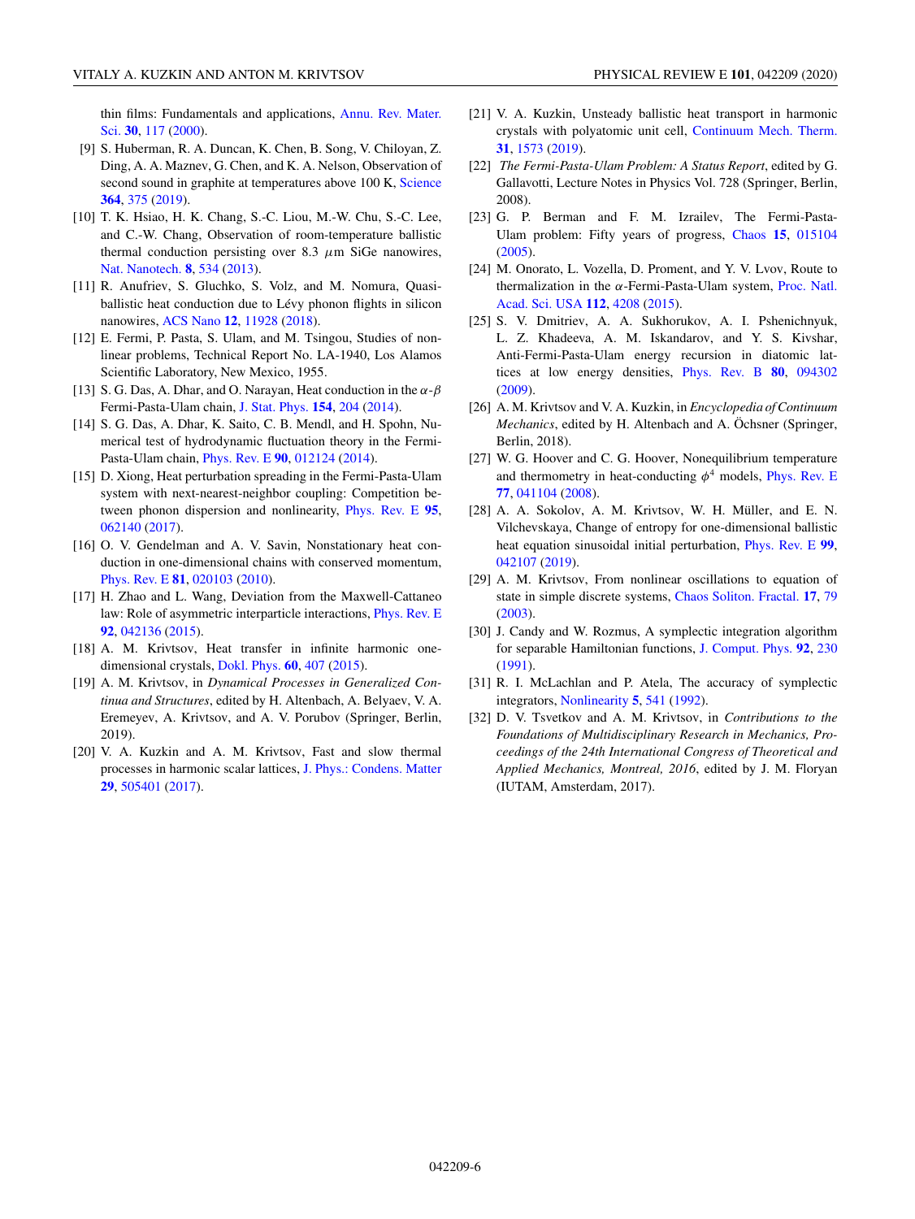thin films: Fundamentals and applications, Annu. Rev. Mater. Sci. **30**, 117 (2000).

[9] S. Huberman, R. A. Duncan, K. Chen, B. Song, V. Chiloyan, Z. Ding, A. A. Maznev, G. Chen, and K. A. Nelson, Observation of second sound in graphite at temperatures above 100 K, Science **364**, 375 (2019).

[10] T. K. Hsiao, H. K. Chang, S.-C. Liou, M.-W. Chu, S.-C. Lee, and C.-W. Chang, Observation of room-temperature ballistic thermal conduction persisting over 8.3 $\mu$m SiGe nanowires, Nat. Nanotech. **8**, 534 (2013).

[11] R. Anufriev, S. Gluchko, S. Volz, and M. Nomura, Quasi-ballistic heat conduction due to Lévy phonon flights in silicon nanowires, ACS Nano **12**, 11928 (2018).

[12] E. Fermi, P. Pasta, S. Ulam, and M. Tsingou, Studies of nonlinear problems, Technical Report No. LA-1940, Los Alamos Scientific Laboratory, New Mexico, 1955.

[13] S. G. Das, A. Dhar, and O. Narayan, Heat conduction in the $\alpha$-$\beta$ Fermi-Pasta-Ulam chain, J. Stat. Phys. **154**, 204 (2014).

[14] S. G. Das, A. Dhar, K. Saito, C. B. Mendl, and H. Spohn, Numerical test of hydrodynamic fluctuation theory in the Fermi-Pasta-Ulam chain, Phys. Rev. E **90**, 012124 (2014).

[15] D. Xiong, Heat perturbation spreading in the Fermi-Pasta-Ulam system with next-nearest-neighbor coupling: Competition between phonon dispersion and nonlinearity, Phys. Rev. E **95**, 062140 (2017).

[16] O. V. Gendelman and A. V. Savin, Nonstationary heat conduction in one-dimensional chains with conserved momentum, Phys. Rev. E **81**, 020103 (2010).

[17] H. Zhao and L. Wang, Deviation from the Maxwell-Cattaneo law: Role of asymmetric interparticle interactions, Phys. Rev. E **92**, 042136 (2015).

[18] A. M. Krivtsov, Heat transfer in infinite harmonic one-dimensional crystals, Dokl. Phys. **60**, 407 (2015).

[19] A. M. Krivtsov, in *Dynamical Processes in Generalized Continua and Structures*, edited by H. Altenbach, A. Belyaev, V. A. Eremeyev, A. Krivtsov, and A. V. Porubov (Springer, Berlin, 2019).

[20] V. A. Kuzkin and A. M. Krivtsov, Fast and slow thermal processes in harmonic scalar lattices, J. Phys.: Condens. Matter **29**, 505401 (2017).

[21] V. A. Kuzkin, Unsteady ballistic heat transport in harmonic crystals with polyatomic unit cell, Continuum Mech. Therm. **31**, 1573 (2019).

[22] *The Fermi-Pasta-Ulam Problem: A Status Report*, edited by G. Gallavotti, Lecture Notes in Physics Vol. 728 (Springer, Berlin, 2008).

[23] G. P. Berman and F. M. Izrailev, The Fermi-Pasta-Ulam problem: Fifty years of progress, Chaos **15**, 015104 (2005).

[24] M. Onorato, L. Vozella, D. Proment, and Y. V. Lvov, Route to thermalization in the $\alpha$-Fermi-Pasta-Ulam system, Proc. Natl. Acad. Sci. USA **112**, 4208 (2015).

[25] S. V. Dmitriev, A. A. Sukhorukov, A. I. Pshenichnyuk, L. Z. Khadeeva, A. M. Iskandarov, and Y. S. Kivshar, Anti-Fermi-Pasta-Ulam energy recursion in diatomic lattices at low energy densities, Phys. Rev. B **80**, 094302 (2009).

[26] A. M. Krivtsov and V. A. Kuzkin, in *Encyclopedia of Continuum Mechanics*, edited by H. Altenbach and A. Öchsner (Springer, Berlin, 2018).

[27] W. G. Hoover and C. G. Hoover, Nonequilibrium temperature and thermometry in heat-conducting $\phi^4$ models, Phys. Rev. E **77**, 041104 (2008).

[28] A. A. Sokolov, A. M. Krivtsov, W. H. Müller, and E. N. Vilchevskaya, Change of entropy for one-dimensional ballistic heat equation sinusoidal initial perturbation, Phys. Rev. E **99**, 042107 (2019).

[29] A. M. Krivtsov, From nonlinear oscillations to equation of state in simple discrete systems, Chaos Soliton. Fractal. **17**, 79 (2003).

[30] J. Candy and W. Rozmus, A symplectic integration algorithm for separable Hamiltonian functions, J. Comput. Phys. **92**, 230 (1991).

[31] R. I. McLachlan and P. Atela, The accuracy of symplectic integrators, Nonlinearity **5**, 541 (1992).

[32] D. V. Tsvetkov and A. M. Krivtsov, in *Contributions to the Foundations of Multidisciplinary Research in Mechanics, Proceedings of the 24th International Congress of Theoretical and Applied Mechanics, Montreal, 2016*, edited by J. M. Floryan (IUTAM, Amsterdam, 2017).